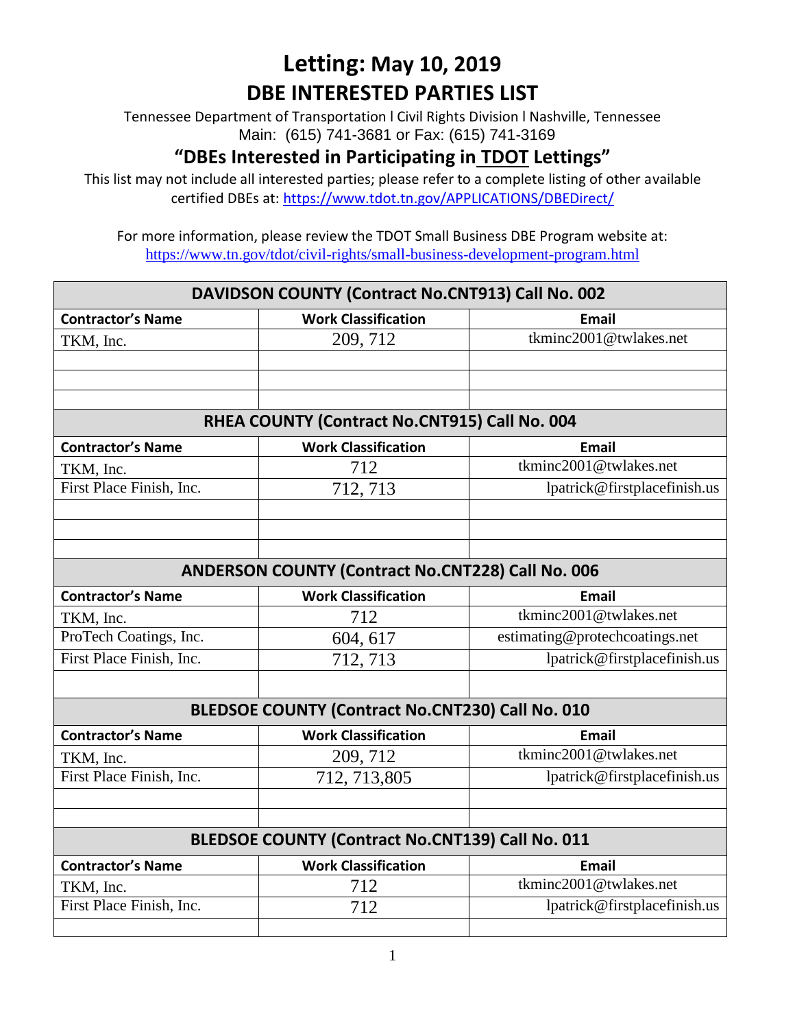# Letting: May 10, 2019

## DBE INTERESTED PARTIES LIST

Tennessee Department of Transportation l Civil Rights Division l Nashville, Tennessee
Main: (615) 741-3681 or Fax: (615) 741-3169

### "DBEs Interested in Participating in TDOT Lettings"

This list may not include all interested parties; please refer to a complete listing of other available certified DBEs at: https://www.tdot.tn.gov/APPLICATIONS/DBEDirect/

For more information, please review the TDOT Small Business DBE Program website at: https://www.tn.gov/tdot/civil-rights/small-business-development-program.html

| DAVIDSON COUNTY (Contract No.CNT913) Call No. 002 | | |
|---|---|---|
| **Contractor's Name** | **Work Classification** | **Email** |
| TKM, Inc. | 209, 712 | tkminc2001@twlakes.net |
| | | |
| | | |
| | | |

| RHEA COUNTY (Contract No.CNT915) Call No. 004 | | |
|---|---|---|
| **Contractor's Name** | **Work Classification** | **Email** |
| TKM, Inc. | 712 | tkminc2001@twlakes.net |
| First Place Finish, Inc. | 712, 713 | lpatrick@firstplacefinish.us |
| | | |
| | | |
| | | |

| ANDERSON COUNTY (Contract No.CNT228) Call No. 006 | | |
|---|---|---|
| **Contractor's Name** | **Work Classification** | **Email** |
| TKM, Inc. | 712 | tkminc2001@twlakes.net |
| ProTech Coatings, Inc. | 604, 617 | estimating@protechcoatings.net |
| First Place Finish, Inc. | 712, 713 | lpatrick@firstplacefinish.us |
| | | |

| BLEDSOE COUNTY (Contract No.CNT230) Call No. 010 | | |
|---|---|---|
| **Contractor's Name** | **Work Classification** | **Email** |
| TKM, Inc. | 209, 712 | tkminc2001@twlakes.net |
| First Place Finish, Inc. | 712, 713,805 | lpatrick@firstplacefinish.us |
| | | |
| | | |

| BLEDSOE COUNTY (Contract No.CNT139) Call No. 011 | | |
|---|---|---|
| **Contractor's Name** | **Work Classification** | **Email** |
| TKM, Inc. | 712 | tkminc2001@twlakes.net |
| First Place Finish, Inc. | 712 | lpatrick@firstplacefinish.us |
| | | |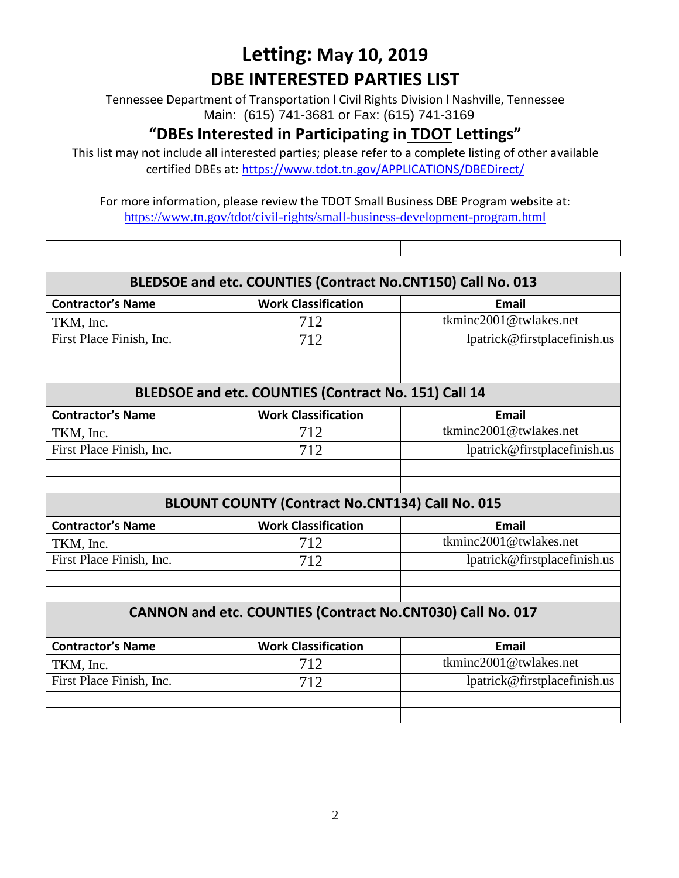# Letting: May 10, 2019

## DBE INTERESTED PARTIES LIST

Tennessee Department of Transportation l Civil Rights Division l Nashville, Tennessee
Main: (615) 741-3681 or Fax: (615) 741-3169

### "DBEs Interested in Participating in TDOT Lettings"

This list may not include all interested parties; please refer to a complete listing of other available certified DBEs at: https://www.tdot.tn.gov/APPLICATIONS/DBEDirect/

For more information, please review the TDOT Small Business DBE Program website at:
https://www.tn.gov/tdot/civil-rights/small-business-development-program.html

| | | |
|---|---|---|
| | | |

| BLEDSOE and etc. COUNTIES (Contract No.CNT150) Call No. 013 | | |
|---|---|---|
| **Contractor's Name** | **Work Classification** | **Email** |
| TKM, Inc. | 712 | tkminc2001@twlakes.net |
| First Place Finish, Inc. | 712 | lpatrick@firstplacefinish.us |
| | | |
| | | |

| BLEDSOE and etc. COUNTIES (Contract No. 151) Call 14 | | |
|---|---|---|
| **Contractor's Name** | **Work Classification** | **Email** |
| TKM, Inc. | 712 | tkminc2001@twlakes.net |
| First Place Finish, Inc. | 712 | lpatrick@firstplacefinish.us |
| | | |
| | | |

| BLOUNT COUNTY (Contract No.CNT134) Call No. 015 | | |
|---|---|---|
| **Contractor's Name** | **Work Classification** | **Email** |
| TKM, Inc. | 712 | tkminc2001@twlakes.net |
| First Place Finish, Inc. | 712 | lpatrick@firstplacefinish.us |
| | | |
| | | |

| CANNON and etc. COUNTIES (Contract No.CNT030) Call No. 017 | | |
|---|---|---|
| **Contractor's Name** | **Work Classification** | **Email** |
| TKM, Inc. | 712 | tkminc2001@twlakes.net |
| First Place Finish, Inc. | 712 | lpatrick@firstplacefinish.us |
| | | |
| | | |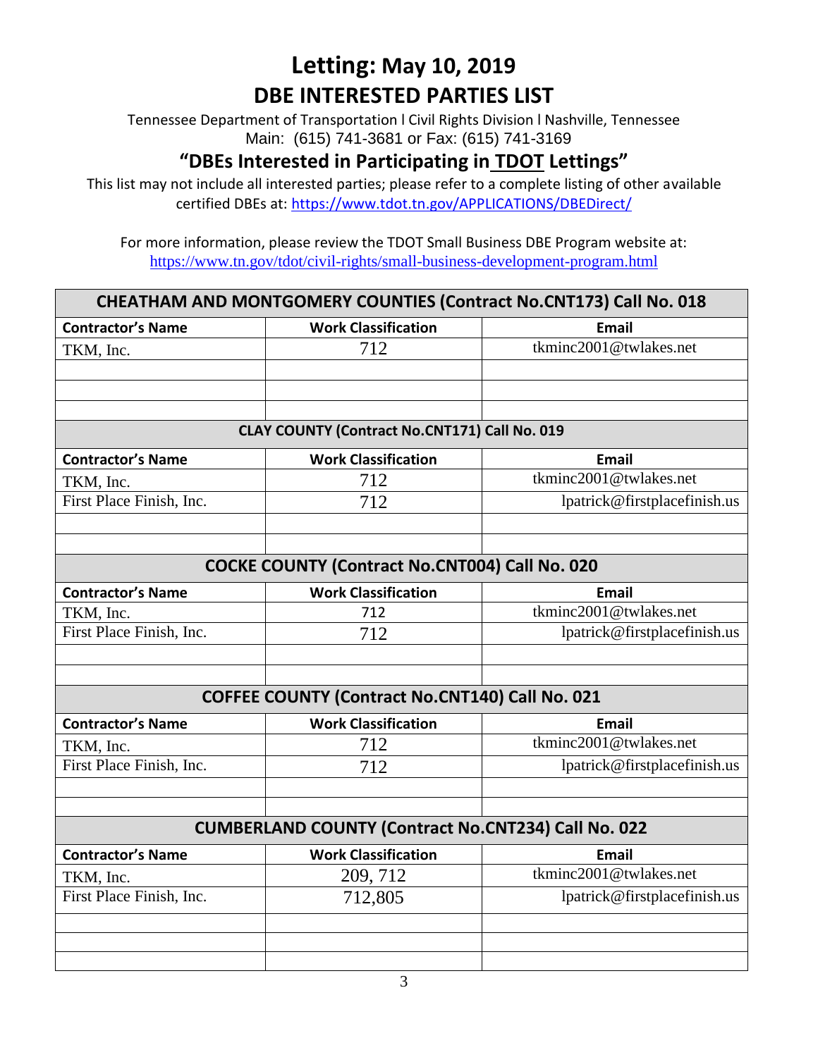# Letting: May 10, 2019

## DBE INTERESTED PARTIES LIST

Tennessee Department of Transportation l Civil Rights Division l Nashville, Tennessee
Main: (615) 741-3681 or Fax: (615) 741-3169

### "DBEs Interested in Participating in TDOT Lettings"

This list may not include all interested parties; please refer to a complete listing of other available certified DBEs at: https://www.tdot.tn.gov/APPLICATIONS/DBEDirect/

For more information, please review the TDOT Small Business DBE Program website at: https://www.tn.gov/tdot/civil-rights/small-business-development-program.html

| CHEATHAM AND MONTGOMERY COUNTIES (Contract No.CNT173) Call No. 018 | | |
|---|---|---|
| **Contractor's Name** | **Work Classification** | **Email** |
| TKM, Inc. | 712 | tkminc2001@twlakes.net |
| | | |
| | | |
| | | |

| CLAY COUNTY (Contract No.CNT171) Call No. 019 | | |
|---|---|---|
| **Contractor's Name** | **Work Classification** | **Email** |
| TKM, Inc. | 712 | tkminc2001@twlakes.net |
| First Place Finish, Inc. | 712 | lpatrick@firstplacefinish.us |
| | | |
| | | |

| COCKE COUNTY (Contract No.CNT004) Call No. 020 | | |
|---|---|---|
| **Contractor's Name** | **Work Classification** | **Email** |
| TKM, Inc. | 712 | tkminc2001@twlakes.net |
| First Place Finish, Inc. | 712 | lpatrick@firstplacefinish.us |
| | | |
| | | |

| COFFEE COUNTY (Contract No.CNT140) Call No. 021 | | |
|---|---|---|
| **Contractor's Name** | **Work Classification** | **Email** |
| TKM, Inc. | 712 | tkminc2001@twlakes.net |
| First Place Finish, Inc. | 712 | lpatrick@firstplacefinish.us |
| | | |
| | | |

| CUMBERLAND COUNTY (Contract No.CNT234) Call No. 022 | | |
|---|---|---|
| **Contractor's Name** | **Work Classification** | **Email** |
| TKM, Inc. | 209, 712 | tkminc2001@twlakes.net |
| First Place Finish, Inc. | 712,805 | lpatrick@firstplacefinish.us |
| | | |
| | | |
| | | |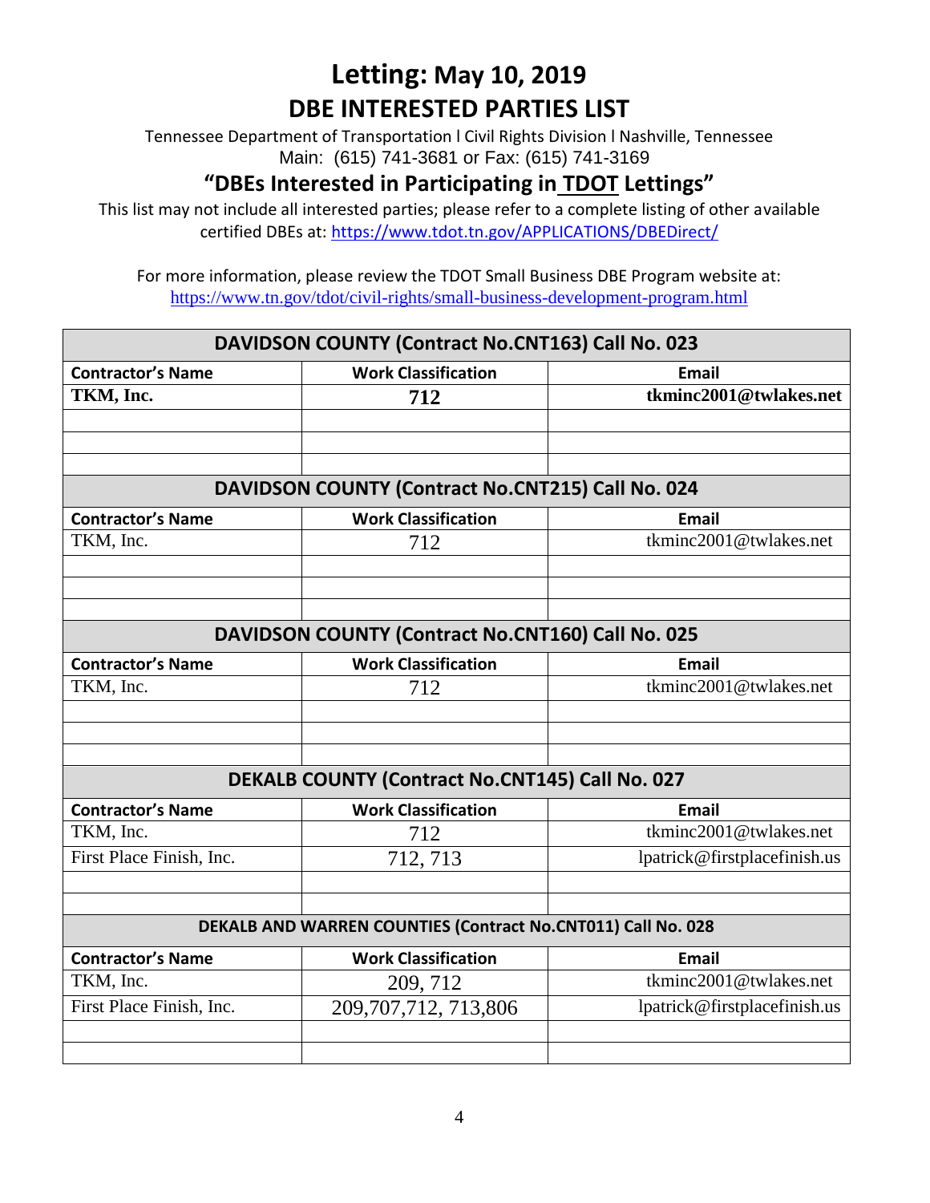# Letting: May 10, 2019

## DBE INTERESTED PARTIES LIST

Tennessee Department of Transportation l Civil Rights Division l Nashville, Tennessee
Main: (615) 741-3681 or Fax: (615) 741-3169

### "DBEs Interested in Participating in TDOT Lettings"

This list may not include all interested parties; please refer to a complete listing of other available certified DBEs at: https://www.tdot.tn.gov/APPLICATIONS/DBEDirect/

For more information, please review the TDOT Small Business DBE Program website at:
https://www.tn.gov/tdot/civil-rights/small-business-development-program.html

| DAVIDSON COUNTY (Contract No.CNT163) Call No. 023 | | |
|---|---|---|
| **Contractor's Name** | **Work Classification** | **Email** |
| **TKM, Inc.** | **712** | **tkminc2001@twlakes.net** |
| | | |
| | | |
| | | |

| DAVIDSON COUNTY (Contract No.CNT215) Call No. 024 | | |
|---|---|---|
| **Contractor's Name** | **Work Classification** | **Email** |
| TKM, Inc. | 712 | tkminc2001@twlakes.net |
| | | |
| | | |
| | | |

| DAVIDSON COUNTY (Contract No.CNT160) Call No. 025 | | |
|---|---|---|
| **Contractor's Name** | **Work Classification** | **Email** |
| TKM, Inc. | 712 | tkminc2001@twlakes.net |
| | | |
| | | |
| | | |

| DEKALB COUNTY (Contract No.CNT145) Call No. 027 | | |
|---|---|---|
| **Contractor's Name** | **Work Classification** | **Email** |
| TKM, Inc. | 712 | tkminc2001@twlakes.net |
| First Place Finish, Inc. | 712, 713 | lpatrick@firstplacefinish.us |
| | | |
| | | |

| DEKALB AND WARREN COUNTIES (Contract No.CNT011) Call No. 028 | | |
|---|---|---|
| **Contractor's Name** | **Work Classification** | **Email** |
| TKM, Inc. | 209, 712 | tkminc2001@twlakes.net |
| First Place Finish, Inc. | 209,707,712, 713,806 | lpatrick@firstplacefinish.us |
| | | |
| | | |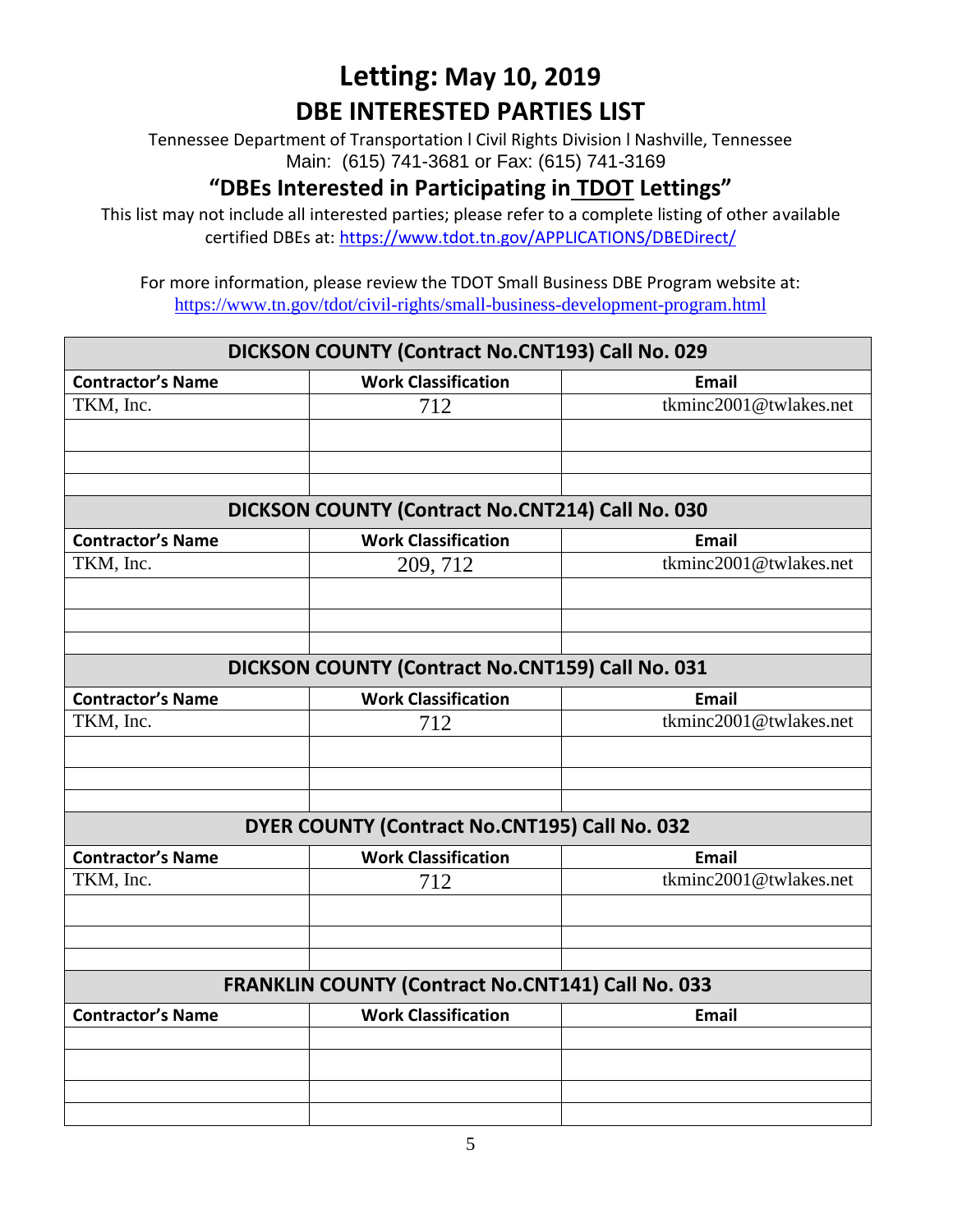# Letting: May 10, 2019

## DBE INTERESTED PARTIES LIST

Tennessee Department of Transportation l Civil Rights Division l Nashville, Tennessee
Main: (615) 741-3681 or Fax: (615) 741-3169

### "DBEs Interested in Participating in TDOT Lettings"

This list may not include all interested parties; please refer to a complete listing of other available certified DBEs at: https://www.tdot.tn.gov/APPLICATIONS/DBEDirect/

For more information, please review the TDOT Small Business DBE Program website at: https://www.tn.gov/tdot/civil-rights/small-business-development-program.html

| DICKSON COUNTY (Contract No.CNT193) Call No. 029 | | |
|---|---|---|
| **Contractor's Name** | **Work Classification** | **Email** |
| TKM, Inc. | 712 | tkminc2001@twlakes.net |
| | | |
| | | |
| | | |

| DICKSON COUNTY (Contract No.CNT214) Call No. 030 | | |
|---|---|---|
| **Contractor's Name** | **Work Classification** | **Email** |
| TKM, Inc. | 209, 712 | tkminc2001@twlakes.net |
| | | |
| | | |
| | | |

| DICKSON COUNTY (Contract No.CNT159) Call No. 031 | | |
|---|---|---|
| **Contractor's Name** | **Work Classification** | **Email** |
| TKM, Inc. | 712 | tkminc2001@twlakes.net |
| | | |
| | | |
| | | |

| DYER COUNTY (Contract No.CNT195) Call No. 032 | | |
|---|---|---|
| **Contractor's Name** | **Work Classification** | **Email** |
| TKM, Inc. | 712 | tkminc2001@twlakes.net |
| | | |
| | | |
| | | |

| FRANKLIN COUNTY (Contract No.CNT141) Call No. 033 | | |
|---|---|---|
| **Contractor's Name** | **Work Classification** | **Email** |
| | | |
| | | |
| | | |
| | | |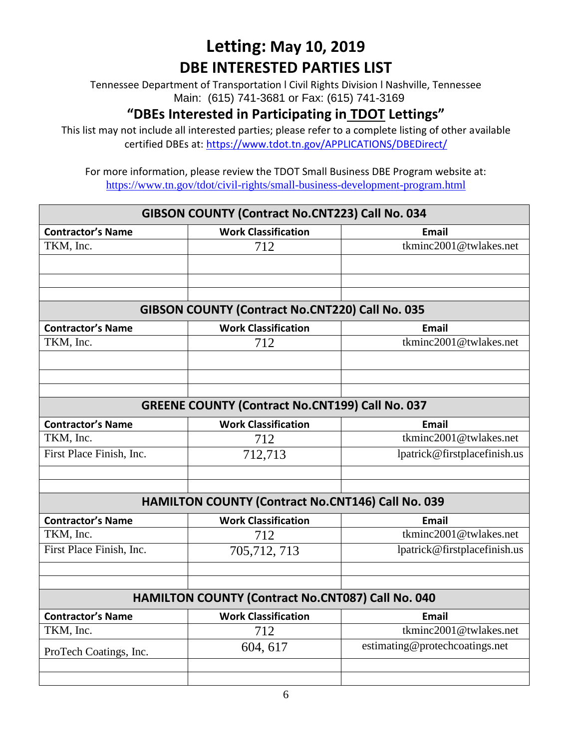# Letting: May 10, 2019

## DBE INTERESTED PARTIES LIST

Tennessee Department of Transportation l Civil Rights Division l Nashville, Tennessee
Main: (615) 741-3681 or Fax: (615) 741-3169

### "DBEs Interested in Participating in TDOT Lettings"

This list may not include all interested parties; please refer to a complete listing of other available certified DBEs at: https://www.tdot.tn.gov/APPLICATIONS/DBEDirect/

For more information, please review the TDOT Small Business DBE Program website at:
https://www.tn.gov/tdot/civil-rights/small-business-development-program.html

| GIBSON COUNTY (Contract No.CNT223) Call No. 034 | | |
|---|---|---|
| **Contractor's Name** | **Work Classification** | **Email** |
| TKM, Inc. | 712 | tkminc2001@twlakes.net |
| | | |
| | | |
| | | |

| GIBSON COUNTY (Contract No.CNT220) Call No. 035 | | |
|---|---|---|
| **Contractor's Name** | **Work Classification** | **Email** |
| TKM, Inc. | 712 | tkminc2001@twlakes.net |
| | | |
| | | |
| | | |

| GREENE COUNTY (Contract No.CNT199) Call No. 037 | | |
|---|---|---|
| **Contractor's Name** | **Work Classification** | **Email** |
| TKM, Inc. | 712 | tkminc2001@twlakes.net |
| First Place Finish, Inc. | 712,713 | lpatrick@firstplacefinish.us |
| | | |
| | | |

| HAMILTON COUNTY (Contract No.CNT146) Call No. 039 | | |
|---|---|---|
| **Contractor's Name** | **Work Classification** | **Email** |
| TKM, Inc. | 712 | tkminc2001@twlakes.net |
| First Place Finish, Inc. | 705,712, 713 | lpatrick@firstplacefinish.us |
| | | |
| | | |

| HAMILTON COUNTY (Contract No.CNT087) Call No. 040 | | |
|---|---|---|
| **Contractor's Name** | **Work Classification** | **Email** |
| TKM, Inc. | 712 | tkminc2001@twlakes.net |
| ProTech Coatings, Inc. | 604, 617 | estimating@protechcoatings.net |
| | | |
| | | |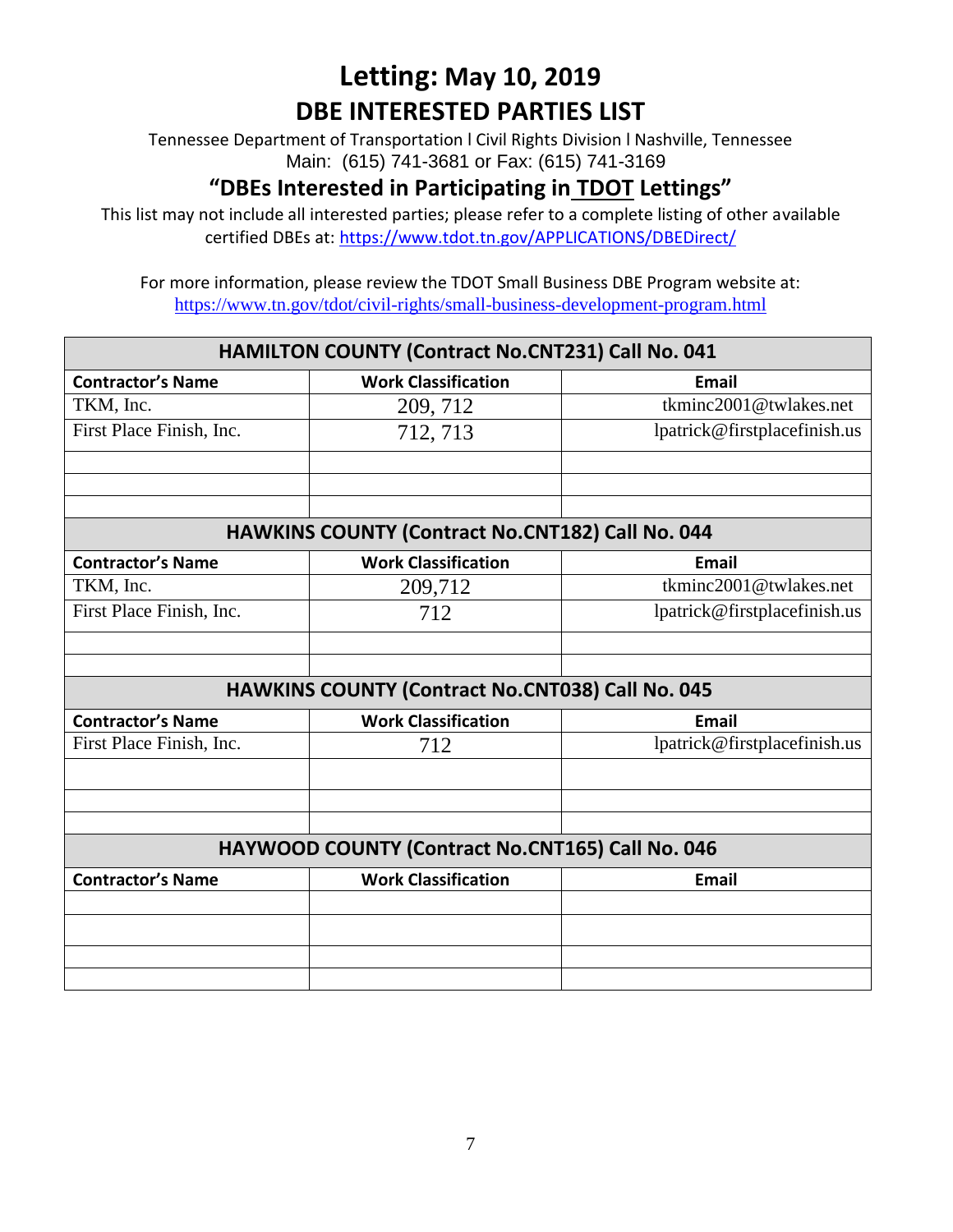# Letting: May 10, 2019

## DBE INTERESTED PARTIES LIST

Tennessee Department of Transportation l Civil Rights Division l Nashville, Tennessee
Main: (615) 741-3681 or Fax: (615) 741-3169

### "DBEs Interested in Participating in TDOT Lettings"

This list may not include all interested parties; please refer to a complete listing of other available certified DBEs at: https://www.tdot.tn.gov/APPLICATIONS/DBEDirect/

For more information, please review the TDOT Small Business DBE Program website at: https://www.tn.gov/tdot/civil-rights/small-business-development-program.html

| HAMILTON COUNTY (Contract No.CNT231) Call No. 041 | | |
|---|---|---|
| **Contractor's Name** | **Work Classification** | **Email** |
| TKM, Inc. | 209, 712 | tkminc2001@twlakes.net |
| First Place Finish, Inc. | 712, 713 | lpatrick@firstplacefinish.us |
| | | |
| | | |
| | | |

| HAWKINS COUNTY (Contract No.CNT182) Call No. 044 | | |
|---|---|---|
| **Contractor's Name** | **Work Classification** | **Email** |
| TKM, Inc. | 209,712 | tkminc2001@twlakes.net |
| First Place Finish, Inc. | 712 | lpatrick@firstplacefinish.us |
| | | |
| | | |

| HAWKINS COUNTY (Contract No.CNT038) Call No. 045 | | |
|---|---|---|
| **Contractor's Name** | **Work Classification** | **Email** |
| First Place Finish, Inc. | 712 | lpatrick@firstplacefinish.us |
| | | |
| | | |
| | | |

| HAYWOOD COUNTY (Contract No.CNT165) Call No. 046 | | |
|---|---|---|
| **Contractor's Name** | **Work Classification** | **Email** |
| | | |
| | | |
| | | |
| | | |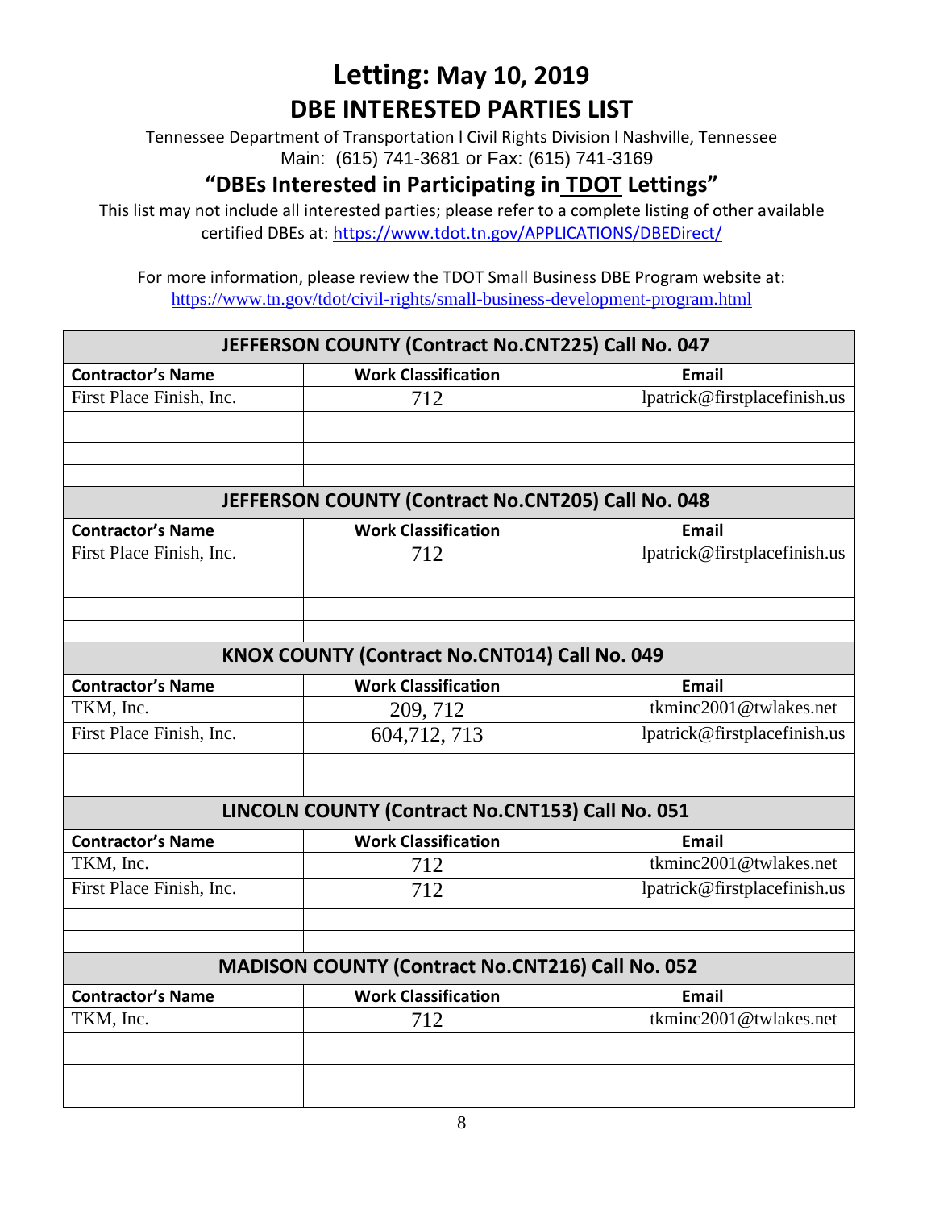# Letting: May 10, 2019
## DBE INTERESTED PARTIES LIST

Tennessee Department of Transportation l Civil Rights Division l Nashville, Tennessee
Main: (615) 741-3681 or Fax: (615) 741-3169

### "DBEs Interested in Participating in TDOT Lettings"

This list may not include all interested parties; please refer to a complete listing of other available certified DBEs at: https://www.tdot.tn.gov/APPLICATIONS/DBEDirect/

For more information, please review the TDOT Small Business DBE Program website at:
https://www.tn.gov/tdot/civil-rights/small-business-development-program.html

| JEFFERSON COUNTY (Contract No.CNT225) Call No. 047 | | |
|---|---|---|
| **Contractor's Name** | **Work Classification** | **Email** |
| First Place Finish, Inc. | 712 | lpatrick@firstplacefinish.us |
| | | |
| | | |
| | | |

| JEFFERSON COUNTY (Contract No.CNT205) Call No. 048 | | |
|---|---|---|
| **Contractor's Name** | **Work Classification** | **Email** |
| First Place Finish, Inc. | 712 | lpatrick@firstplacefinish.us |
| | | |
| | | |
| | | |

| KNOX COUNTY (Contract No.CNT014) Call No. 049 | | |
|---|---|---|
| **Contractor's Name** | **Work Classification** | **Email** |
| TKM, Inc. | 209, 712 | tkminc2001@twlakes.net |
| First Place Finish, Inc. | 604,712, 713 | lpatrick@firstplacefinish.us |
| | | |
| | | |

| LINCOLN COUNTY (Contract No.CNT153) Call No. 051 | | |
|---|---|---|
| **Contractor's Name** | **Work Classification** | **Email** |
| TKM, Inc. | 712 | tkminc2001@twlakes.net |
| First Place Finish, Inc. | 712 | lpatrick@firstplacefinish.us |
| | | |
| | | |

| MADISON COUNTY (Contract No.CNT216) Call No. 052 | | |
|---|---|---|
| **Contractor's Name** | **Work Classification** | **Email** |
| TKM, Inc. | 712 | tkminc2001@twlakes.net |
| | | |
| | | |
| | | |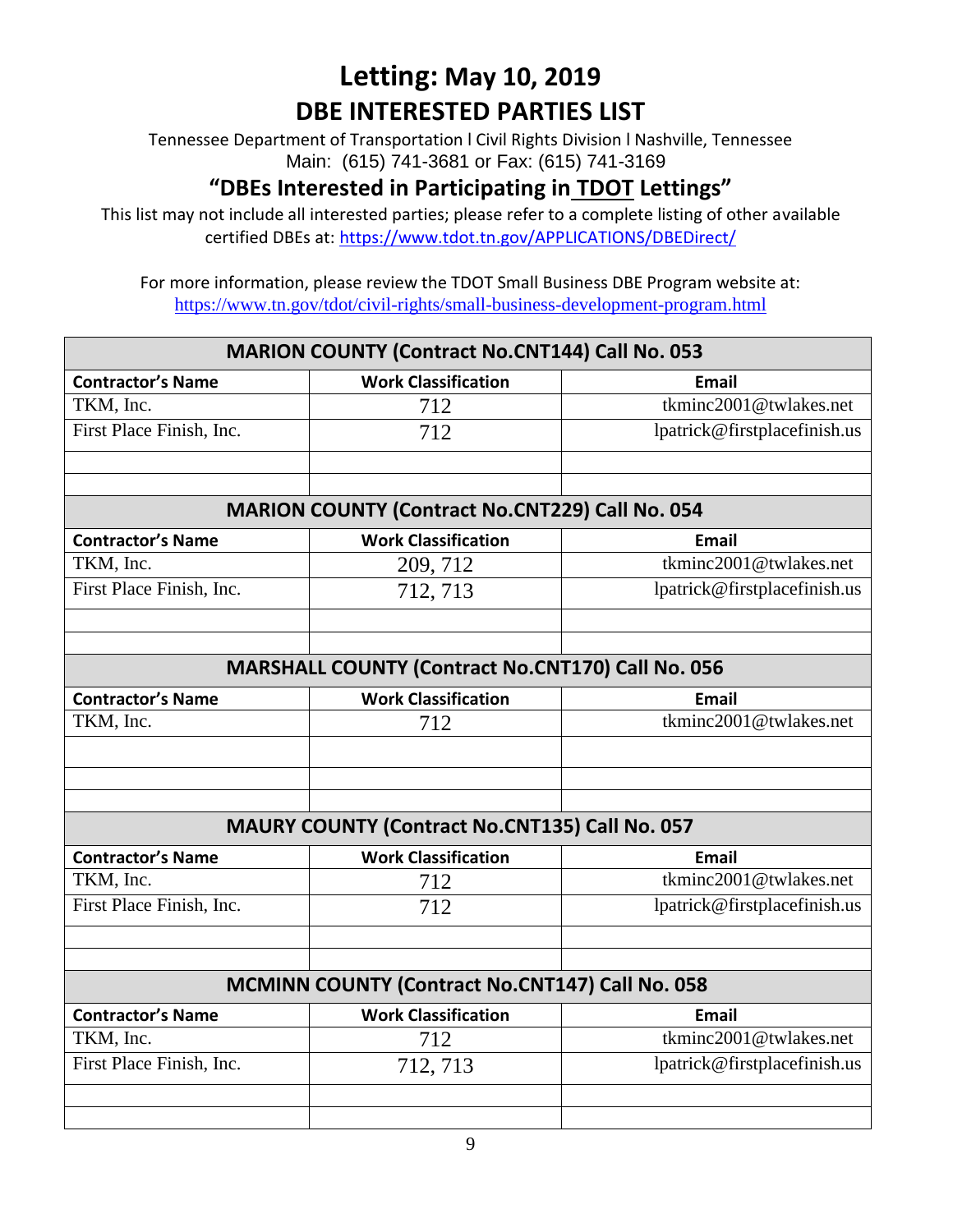# Letting: May 10, 2019
# DBE INTERESTED PARTIES LIST

Tennessee Department of Transportation l Civil Rights Division l Nashville, Tennessee
Main: (615) 741-3681 or Fax: (615) 741-3169

## "DBEs Interested in Participating in TDOT Lettings"

This list may not include all interested parties; please refer to a complete listing of other available certified DBEs at: https://www.tdot.tn.gov/APPLICATIONS/DBEDirect/

For more information, please review the TDOT Small Business DBE Program website at:
https://www.tn.gov/tdot/civil-rights/small-business-development-program.html

| MARION COUNTY (Contract No.CNT144) Call No. 053 | | |
|---|---|---|
| **Contractor's Name** | **Work Classification** | **Email** |
| TKM, Inc. | 712 | tkminc2001@twlakes.net |
| First Place Finish, Inc. | 712 | lpatrick@firstplacefinish.us |
| | | |
| | | |

| MARION COUNTY (Contract No.CNT229) Call No. 054 | | |
|---|---|---|
| **Contractor's Name** | **Work Classification** | **Email** |
| TKM, Inc. | 209, 712 | tkminc2001@twlakes.net |
| First Place Finish, Inc. | 712, 713 | lpatrick@firstplacefinish.us |
| | | |
| | | |

| MARSHALL COUNTY (Contract No.CNT170) Call No. 056 | | |
|---|---|---|
| **Contractor's Name** | **Work Classification** | **Email** |
| TKM, Inc. | 712 | tkminc2001@twlakes.net |
| | | |
| | | |
| | | |

| MAURY COUNTY (Contract No.CNT135) Call No. 057 | | |
|---|---|---|
| **Contractor's Name** | **Work Classification** | **Email** |
| TKM, Inc. | 712 | tkminc2001@twlakes.net |
| First Place Finish, Inc. | 712 | lpatrick@firstplacefinish.us |
| | | |
| | | |

| MCMINN COUNTY (Contract No.CNT147) Call No. 058 | | |
|---|---|---|
| **Contractor's Name** | **Work Classification** | **Email** |
| TKM, Inc. | 712 | tkminc2001@twlakes.net |
| First Place Finish, Inc. | 712, 713 | lpatrick@firstplacefinish.us |
| | | |
| | | |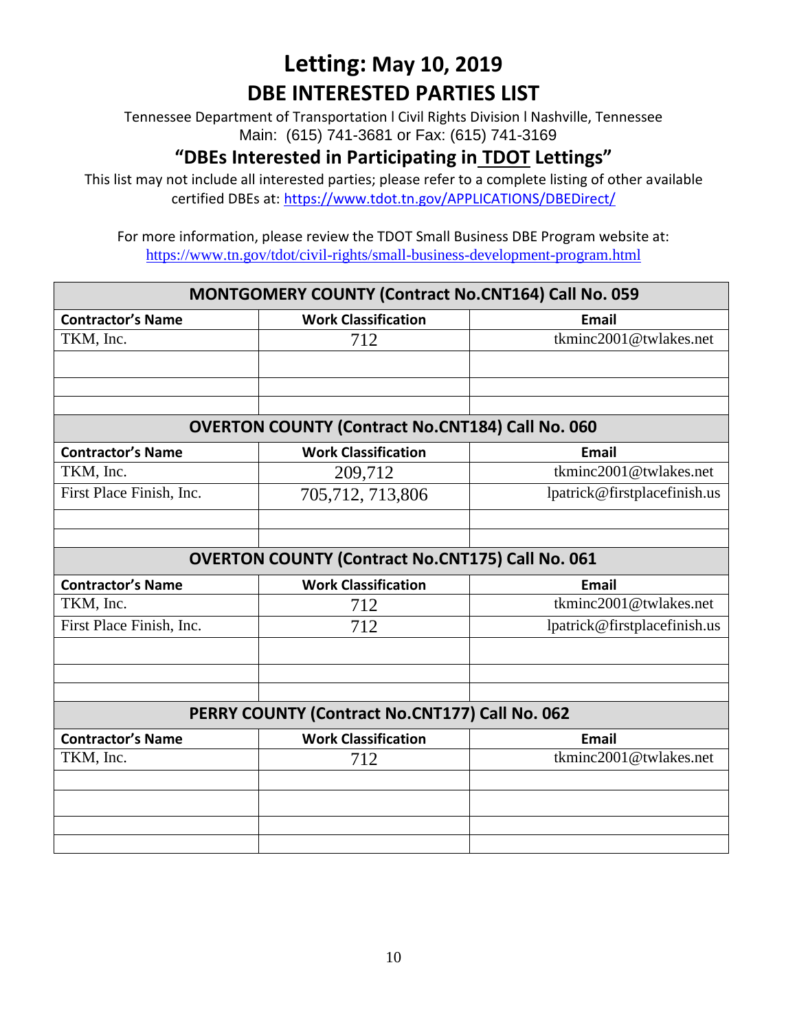# Letting: May 10, 2019

## DBE INTERESTED PARTIES LIST

Tennessee Department of Transportation l Civil Rights Division l Nashville, Tennessee
Main: (615) 741-3681 or Fax: (615) 741-3169

### "DBEs Interested in Participating in TDOT Lettings"

This list may not include all interested parties; please refer to a complete listing of other available certified DBEs at: https://www.tdot.tn.gov/APPLICATIONS/DBEDirect/

For more information, please review the TDOT Small Business DBE Program website at: https://www.tn.gov/tdot/civil-rights/small-business-development-program.html

| MONTGOMERY COUNTY (Contract No.CNT164) Call No. 059 | | |
|---|---|---|
| **Contractor's Name** | **Work Classification** | **Email** |
| TKM, Inc. | 712 | tkminc2001@twlakes.net |
| | | |
| | | |
| | | |

| OVERTON COUNTY (Contract No.CNT184) Call No. 060 | | |
|---|---|---|
| **Contractor's Name** | **Work Classification** | **Email** |
| TKM, Inc. | 209,712 | tkminc2001@twlakes.net |
| First Place Finish, Inc. | 705,712, 713,806 | lpatrick@firstplacefinish.us |
| | | |
| | | |

| OVERTON COUNTY (Contract No.CNT175) Call No. 061 | | |
|---|---|---|
| **Contractor's Name** | **Work Classification** | **Email** |
| TKM, Inc. | 712 | tkminc2001@twlakes.net |
| First Place Finish, Inc. | 712 | lpatrick@firstplacefinish.us |
| | | |
| | | |
| | | |

| PERRY COUNTY (Contract No.CNT177) Call No. 062 | | |
|---|---|---|
| **Contractor's Name** | **Work Classification** | **Email** |
| TKM, Inc. | 712 | tkminc2001@twlakes.net |
| | | |
| | | |
| | | |
| | | |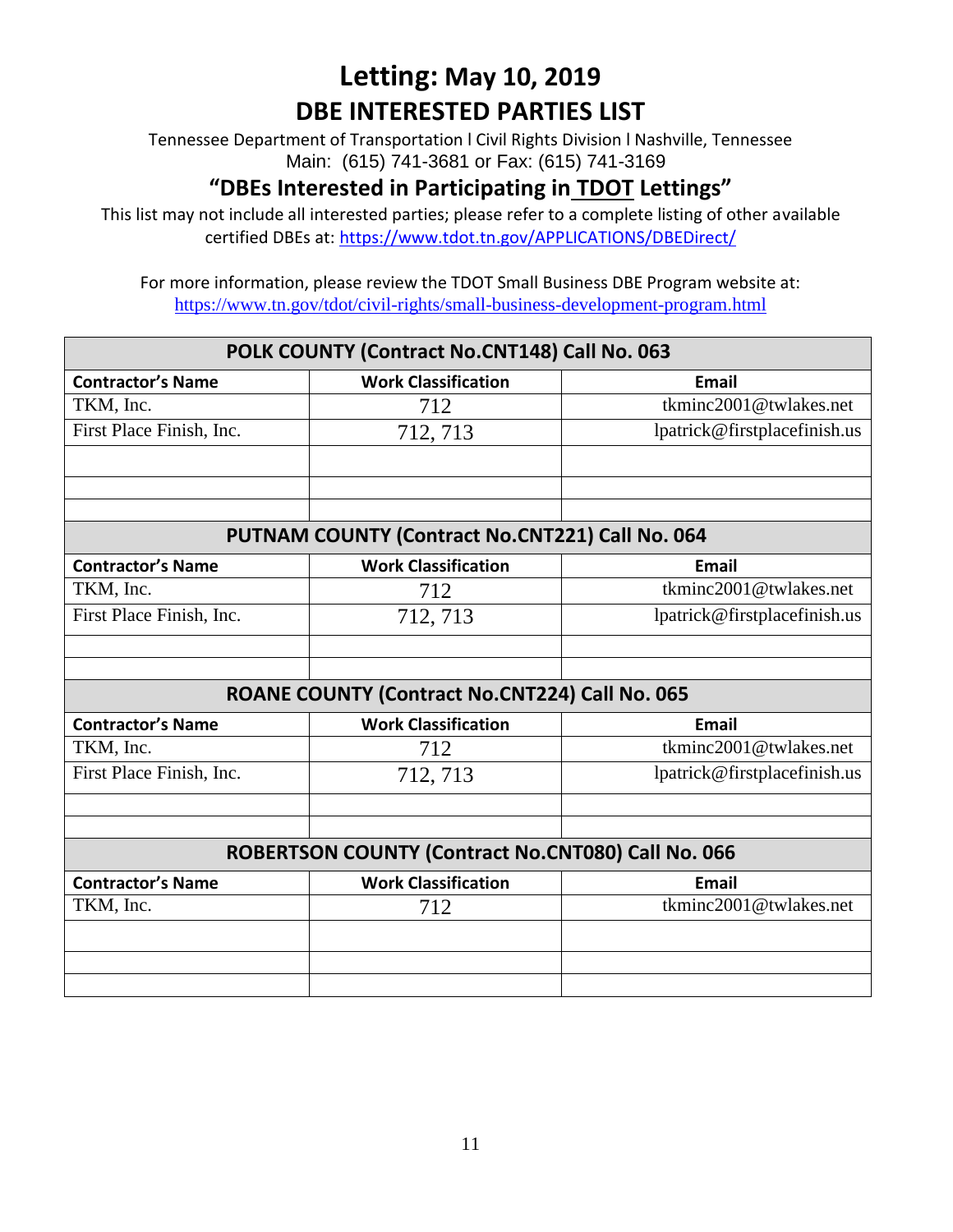# Letting: May 10, 2019

## DBE INTERESTED PARTIES LIST

Tennessee Department of Transportation l Civil Rights Division l Nashville, Tennessee
Main: (615) 741-3681 or Fax: (615) 741-3169

### "DBEs Interested in Participating in TDOT Lettings"

This list may not include all interested parties; please refer to a complete listing of other available certified DBEs at: https://www.tdot.tn.gov/APPLICATIONS/DBEDirect/

For more information, please review the TDOT Small Business DBE Program website at: https://www.tn.gov/tdot/civil-rights/small-business-development-program.html

| POLK COUNTY (Contract No.CNT148) Call No. 063 | | |
|---|---|---|
| **Contractor's Name** | **Work Classification** | **Email** |
| TKM, Inc. | 712 | tkminc2001@twlakes.net |
| First Place Finish, Inc. | 712, 713 | lpatrick@firstplacefinish.us |
| | | |
| | | |
| | | |

| PUTNAM COUNTY (Contract No.CNT221) Call No. 064 | | |
|---|---|---|
| **Contractor's Name** | **Work Classification** | **Email** |
| TKM, Inc. | 712 | tkminc2001@twlakes.net |
| First Place Finish, Inc. | 712, 713 | lpatrick@firstplacefinish.us |
| | | |
| | | |

| ROANE COUNTY (Contract No.CNT224) Call No. 065 | | |
|---|---|---|
| **Contractor's Name** | **Work Classification** | **Email** |
| TKM, Inc. | 712 | tkminc2001@twlakes.net |
| First Place Finish, Inc. | 712, 713 | lpatrick@firstplacefinish.us |
| | | |
| | | |

| ROBERTSON COUNTY (Contract No.CNT080) Call No. 066 | | |
|---|---|---|
| **Contractor's Name** | **Work Classification** | **Email** |
| TKM, Inc. | 712 | tkminc2001@twlakes.net |
| | | |
| | | |
| | | |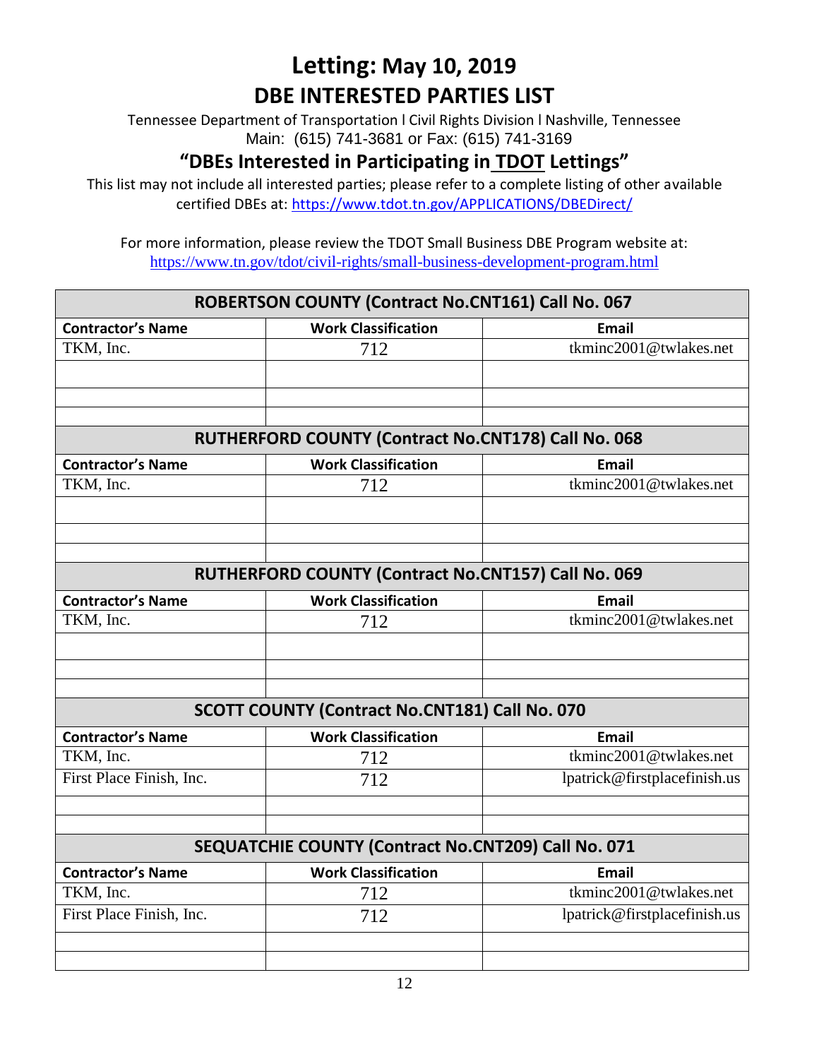# Letting: May 10, 2019

## DBE INTERESTED PARTIES LIST

Tennessee Department of Transportation l Civil Rights Division l Nashville, Tennessee
Main: (615) 741-3681 or Fax: (615) 741-3169

### "DBEs Interested in Participating in TDOT Lettings"

This list may not include all interested parties; please refer to a complete listing of other available certified DBEs at: https://www.tdot.tn.gov/APPLICATIONS/DBEDirect/

For more information, please review the TDOT Small Business DBE Program website at: https://www.tn.gov/tdot/civil-rights/small-business-development-program.html

| ROBERTSON COUNTY (Contract No.CNT161) Call No. 067 | | |
|---|---|---|
| **Contractor's Name** | **Work Classification** | **Email** |
| TKM, Inc. | 712 | tkminc2001@twlakes.net |
| | | |
| | | |
| | | |

| RUTHERFORD COUNTY (Contract No.CNT178) Call No. 068 | | |
|---|---|---|
| **Contractor's Name** | **Work Classification** | **Email** |
| TKM, Inc. | 712 | tkminc2001@twlakes.net |
| | | |
| | | |
| | | |

| RUTHERFORD COUNTY (Contract No.CNT157) Call No. 069 | | |
|---|---|---|
| **Contractor's Name** | **Work Classification** | **Email** |
| TKM, Inc. | 712 | tkminc2001@twlakes.net |
| | | |
| | | |
| | | |

| SCOTT COUNTY (Contract No.CNT181) Call No. 070 | | |
|---|---|---|
| **Contractor's Name** | **Work Classification** | **Email** |
| TKM, Inc. | 712 | tkminc2001@twlakes.net |
| First Place Finish, Inc. | 712 | lpatrick@firstplacefinish.us |
| | | |
| | | |

| SEQUATCHIE COUNTY (Contract No.CNT209) Call No. 071 | | |
|---|---|---|
| **Contractor's Name** | **Work Classification** | **Email** |
| TKM, Inc. | 712 | tkminc2001@twlakes.net |
| First Place Finish, Inc. | 712 | lpatrick@firstplacefinish.us |
| | | |
| | | |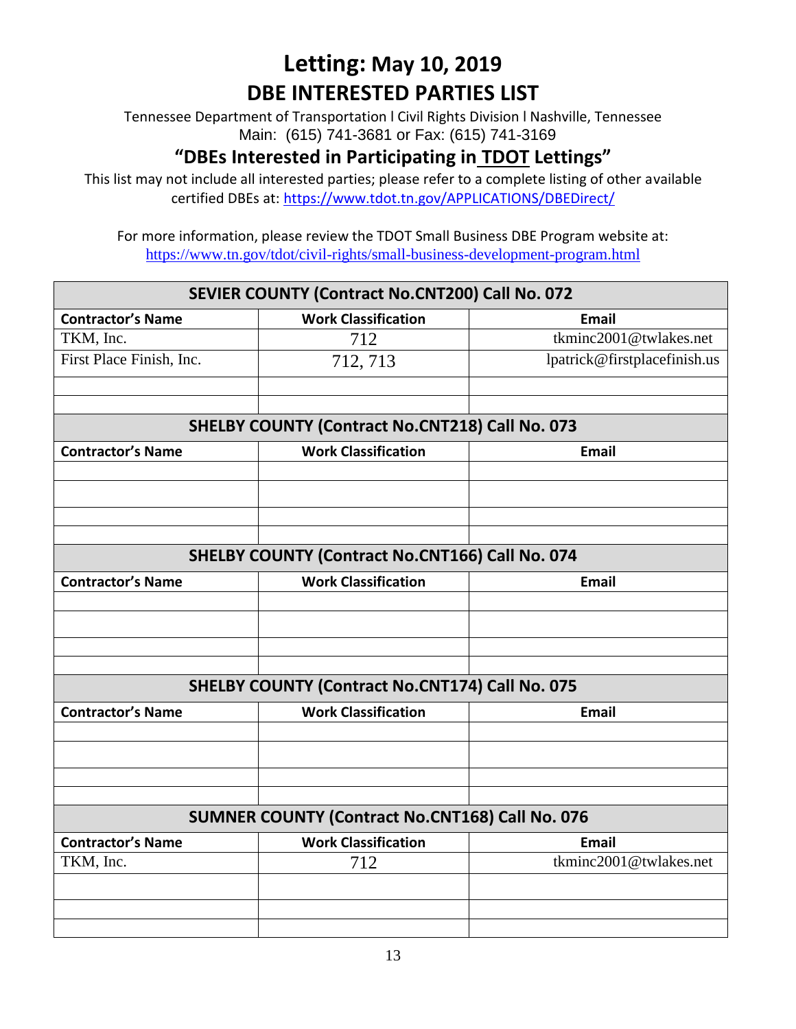# Letting: May 10, 2019

## DBE INTERESTED PARTIES LIST

Tennessee Department of Transportation l Civil Rights Division l Nashville, Tennessee
Main: (615) 741-3681 or Fax: (615) 741-3169

### "DBEs Interested in Participating in TDOT Lettings"

This list may not include all interested parties; please refer to a complete listing of other available certified DBEs at: https://www.tdot.tn.gov/APPLICATIONS/DBEDirect/

For more information, please review the TDOT Small Business DBE Program website at: https://www.tn.gov/tdot/civil-rights/small-business-development-program.html

| SEVIER COUNTY (Contract No.CNT200) Call No. 072 | | |
|---|---|---|
| **Contractor's Name** | **Work Classification** | **Email** |
| TKM, Inc. | 712 | tkminc2001@twlakes.net |
| First Place Finish, Inc. | 712, 713 | lpatrick@firstplacefinish.us |
| | | |
| | | |

| SHELBY COUNTY (Contract No.CNT218) Call No. 073 | | |
|---|---|---|
| **Contractor's Name** | **Work Classification** | **Email** |
| | | |
| | | |
| | | |
| | | |

| SHELBY COUNTY (Contract No.CNT166) Call No. 074 | | |
|---|---|---|
| **Contractor's Name** | **Work Classification** | **Email** |
| | | |
| | | |
| | | |
| | | |

| SHELBY COUNTY (Contract No.CNT174) Call No. 075 | | |
|---|---|---|
| **Contractor's Name** | **Work Classification** | **Email** |
| | | |
| | | |
| | | |
| | | |

| SUMNER COUNTY (Contract No.CNT168) Call No. 076 | | |
|---|---|---|
| **Contractor's Name** | **Work Classification** | **Email** |
| TKM, Inc. | 712 | tkminc2001@twlakes.net |
| | | |
| | | |
| | | |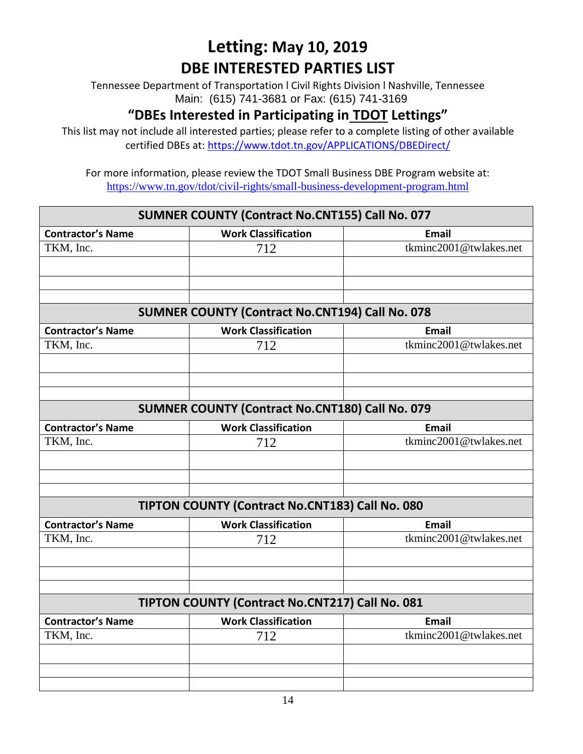# Letting: May 10, 2019

## DBE INTERESTED PARTIES LIST

Tennessee Department of Transportation l Civil Rights Division l Nashville, Tennessee
Main: (615) 741-3681 or Fax: (615) 741-3169

### "DBEs Interested in Participating in TDOT Lettings"

This list may not include all interested parties; please refer to a complete listing of other available certified DBEs at: https://www.tdot.tn.gov/APPLICATIONS/DBEDirect/

For more information, please review the TDOT Small Business DBE Program website at: https://www.tn.gov/tdot/civil-rights/small-business-development-program.html

| SUMNER COUNTY (Contract No.CNT155) Call No. 077 | | |
|---|---|---|
| **Contractor's Name** | **Work Classification** | **Email** |
| TKM, Inc. | 712 | tkminc2001@twlakes.net |
| | | |
| | | |
| | | |

| SUMNER COUNTY (Contract No.CNT194) Call No. 078 | | |
|---|---|---|
| **Contractor's Name** | **Work Classification** | **Email** |
| TKM, Inc. | 712 | tkminc2001@twlakes.net |
| | | |
| | | |
| | | |

| SUMNER COUNTY (Contract No.CNT180) Call No. 079 | | |
|---|---|---|
| **Contractor's Name** | **Work Classification** | **Email** |
| TKM, Inc. | 712 | tkminc2001@twlakes.net |
| | | |
| | | |
| | | |

| TIPTON COUNTY (Contract No.CNT183) Call No. 080 | | |
|---|---|---|
| **Contractor's Name** | **Work Classification** | **Email** |
| TKM, Inc. | 712 | tkminc2001@twlakes.net |
| | | |
| | | |
| | | |

| TIPTON COUNTY (Contract No.CNT217) Call No. 081 | | |
|---|---|---|
| **Contractor's Name** | **Work Classification** | **Email** |
| TKM, Inc. | 712 | tkminc2001@twlakes.net |
| | | |
| | | |
| | | |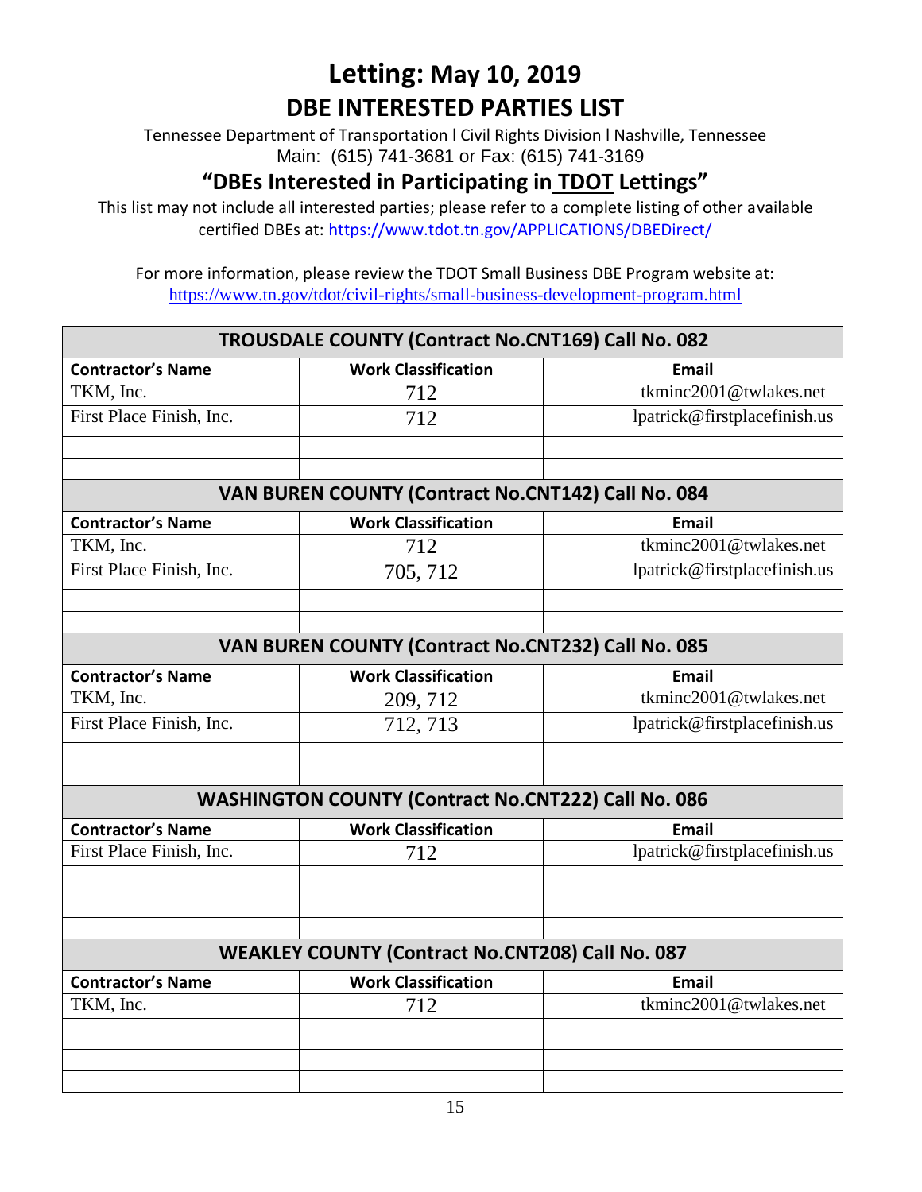# Letting: May 10, 2019

## DBE INTERESTED PARTIES LIST

Tennessee Department of Transportation l Civil Rights Division l Nashville, Tennessee
Main: (615) 741-3681 or Fax: (615) 741-3169

### "DBEs Interested in Participating in TDOT Lettings"

This list may not include all interested parties; please refer to a complete listing of other available certified DBEs at: https://www.tdot.tn.gov/APPLICATIONS/DBEDirect/

For more information, please review the TDOT Small Business DBE Program website at: https://www.tn.gov/tdot/civil-rights/small-business-development-program.html

| TROUSDALE COUNTY (Contract No.CNT169) Call No. 082 | | |
|---|---|---|
| **Contractor's Name** | **Work Classification** | **Email** |
| TKM, Inc. | 712 | tkminc2001@twlakes.net |
| First Place Finish, Inc. | 712 | lpatrick@firstplacefinish.us |
| | | |
| | | |

| VAN BUREN COUNTY (Contract No.CNT142) Call No. 084 | | |
|---|---|---|
| **Contractor's Name** | **Work Classification** | **Email** |
| TKM, Inc. | 712 | tkminc2001@twlakes.net |
| First Place Finish, Inc. | 705, 712 | lpatrick@firstplacefinish.us |
| | | |
| | | |

| VAN BUREN COUNTY (Contract No.CNT232) Call No. 085 | | |
|---|---|---|
| **Contractor's Name** | **Work Classification** | **Email** |
| TKM, Inc. | 209, 712 | tkminc2001@twlakes.net |
| First Place Finish, Inc. | 712, 713 | lpatrick@firstplacefinish.us |
| | | |
| | | |

| WASHINGTON COUNTY (Contract No.CNT222) Call No. 086 | | |
|---|---|---|
| **Contractor's Name** | **Work Classification** | **Email** |
| First Place Finish, Inc. | 712 | lpatrick@firstplacefinish.us |
| | | |
| | | |
| | | |

| WEAKLEY COUNTY (Contract No.CNT208) Call No. 087 | | |
|---|---|---|
| **Contractor's Name** | **Work Classification** | **Email** |
| TKM, Inc. | 712 | tkminc2001@twlakes.net |
| | | |
| | | |
| | | |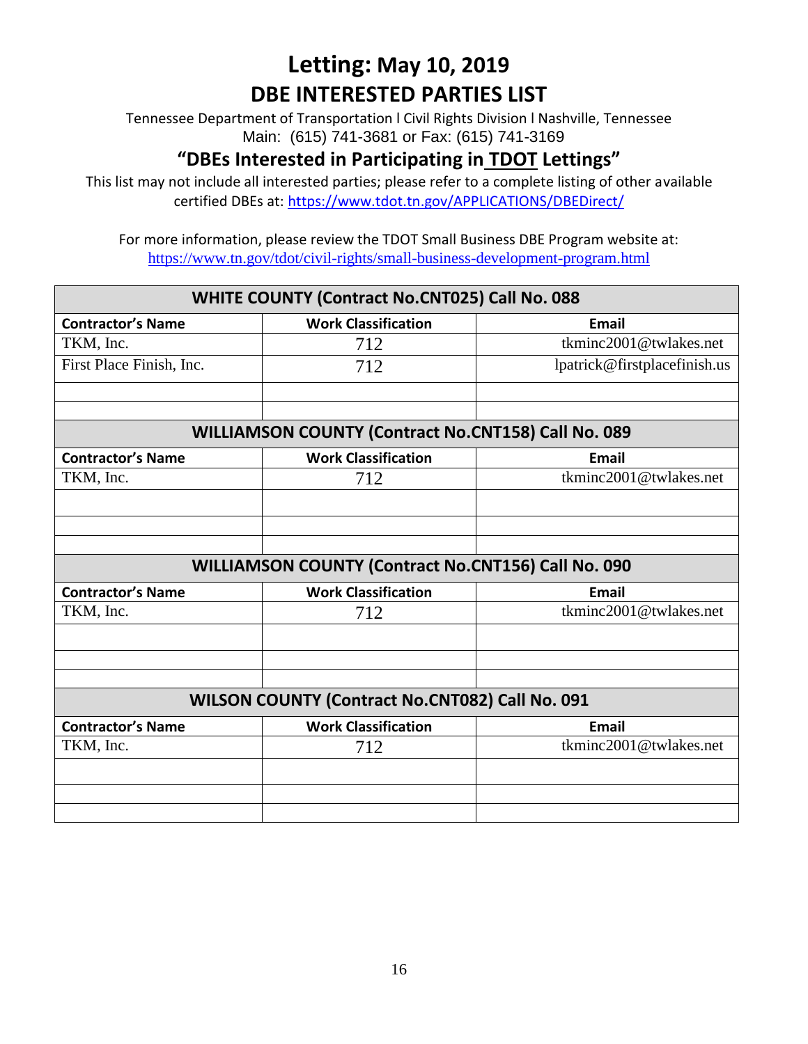# Letting: May 10, 2019

## DBE INTERESTED PARTIES LIST

Tennessee Department of Transportation l Civil Rights Division l Nashville, Tennessee
Main: (615) 741-3681 or Fax: (615) 741-3169

### "DBEs Interested in Participating in TDOT Lettings"

This list may not include all interested parties; please refer to a complete listing of other available certified DBEs at: https://www.tdot.tn.gov/APPLICATIONS/DBEDirect/

For more information, please review the TDOT Small Business DBE Program website at: https://www.tn.gov/tdot/civil-rights/small-business-development-program.html

| WHITE COUNTY (Contract No.CNT025) Call No. 088 | | |
|---|---|---|
| **Contractor's Name** | **Work Classification** | **Email** |
| TKM, Inc. | 712 | tkminc2001@twlakes.net |
| First Place Finish, Inc. | 712 | lpatrick@firstplacefinish.us |
| | | |
| | | |

| WILLIAMSON COUNTY (Contract No.CNT158) Call No. 089 | | |
|---|---|---|
| **Contractor's Name** | **Work Classification** | **Email** |
| TKM, Inc. | 712 | tkminc2001@twlakes.net |
| | | |
| | | |
| | | |

| WILLIAMSON COUNTY (Contract No.CNT156) Call No. 090 | | |
|---|---|---|
| **Contractor's Name** | **Work Classification** | **Email** |
| TKM, Inc. | 712 | tkminc2001@twlakes.net |
| | | |
| | | |
| | | |

| WILSON COUNTY (Contract No.CNT082) Call No. 091 | | |
|---|---|---|
| **Contractor's Name** | **Work Classification** | **Email** |
| TKM, Inc. | 712 | tkminc2001@twlakes.net |
| | | |
| | | |
| | | |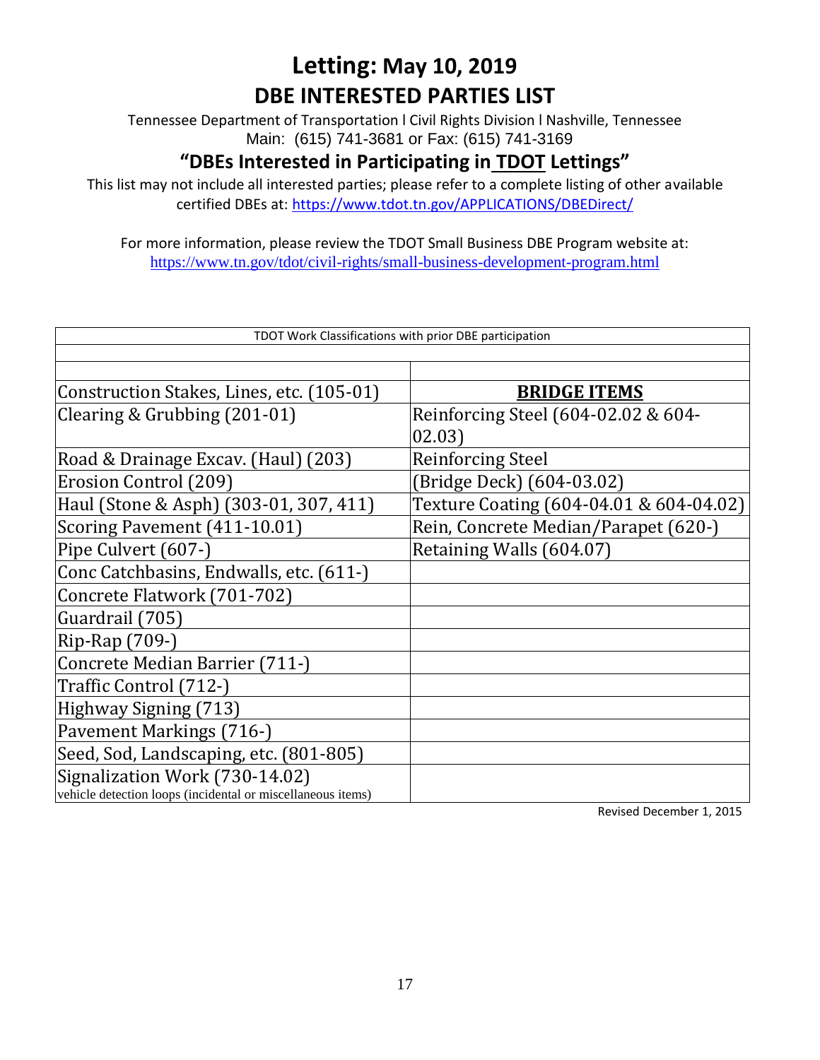# Letting: May 10, 2019

## DBE INTERESTED PARTIES LIST

Tennessee Department of Transportation l Civil Rights Division l Nashville, Tennessee
Main: (615) 741-3681 or Fax: (615) 741-3169

### "DBEs Interested in Participating in TDOT Lettings"

This list may not include all interested parties; please refer to a complete listing of other available certified DBEs at: https://www.tdot.tn.gov/APPLICATIONS/DBEDirect/

For more information, please review the TDOT Small Business DBE Program website at: https://www.tn.gov/tdot/civil-rights/small-business-development-program.html

| TDOT Work Classifications with prior DBE participation | |
|---|---|
| | |
| | |
| Construction Stakes, Lines, etc. (105-01) | **BRIDGE ITEMS** |
| Clearing & Grubbing (201-01) | Reinforcing Steel (604-02.02 & 604-02.03) |
| Road & Drainage Excav. (Haul) (203) | Reinforcing Steel |
| Erosion Control (209) | (Bridge Deck) (604-03.02) |
| Haul (Stone & Asph) (303-01, 307, 411) | Texture Coating (604-04.01 & 604-04.02) |
| Scoring Pavement (411-10.01) | Rein, Concrete Median/Parapet (620-) |
| Pipe Culvert (607-) | Retaining Walls (604.07) |
| Conc Catchbasins, Endwalls, etc. (611-) | |
| Concrete Flatwork (701-702) | |
| Guardrail (705) | |
| Rip-Rap (709-) | |
| Concrete Median Barrier (711-) | |
| Traffic Control (712-) | |
| Highway Signing (713) | |
| Pavement Markings (716-) | |
| Seed, Sod, Landscaping, etc. (801-805) | |
| Signalization Work (730-14.02) vehicle detection loops (incidental or miscellaneous items) | |

Revised December 1, 2015